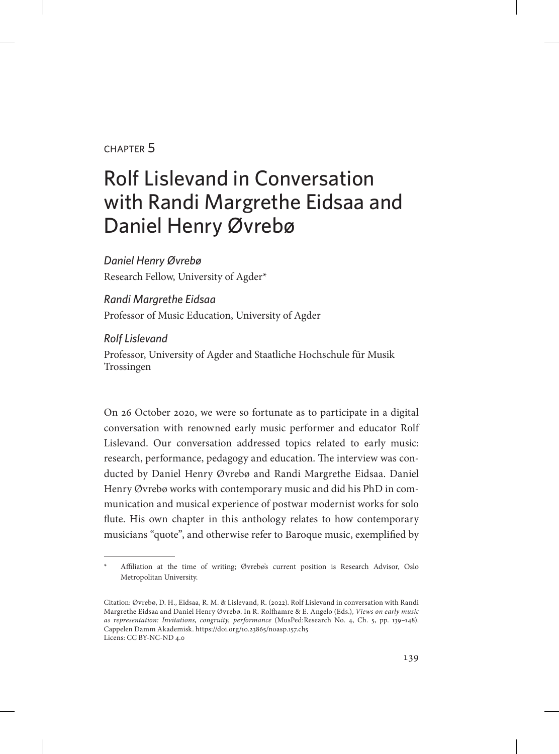CHAPTER 5

# Rolf Lislevand in Conversation with Randi Margrethe Eidsaa and Daniel Henry Øvrebø

*Daniel Henry Øvrebø*
Research Fellow, University of Agder*

*Randi Margrethe Eidsaa*
Professor of Music Education, University of Agder

*Rolf Lislevand*
Professor, University of Agder and Staatliche Hochschule für Musik Trossingen

On 26 October 2020, we were so fortunate as to participate in a digital conversation with renowned early music performer and educator Rolf Lislevand. Our conversation addressed topics related to early music: research, performance, pedagogy and education. The interview was conducted by Daniel Henry Øvrebø and Randi Margrethe Eidsaa. Daniel Henry Øvrebø works with contemporary music and did his PhD in communication and musical experience of postwar modernist works for solo flute. His own chapter in this anthology relates to how contemporary musicians "quote", and otherwise refer to Baroque music, exemplified by

---

\* Affiliation at the time of writing; Øvrebø's current position is Research Advisor, Oslo Metropolitan University.

Citation: Øvrebø, D. H., Eidsaa, R. M. & Lislevand, R. (2022). Rolf Lislevand in conversation with Randi Margrethe Eidsaa and Daniel Henry Øvrebø. In R. Rolfhamre & E. Angelo (Eds.), *Views on early music as representation: Invitations, congruity, performance* (MusPed:Research No. 4, Ch. 5, pp. 139–148). Cappelen Damm Akademisk. https://doi.org/10.23865/noasp.157.ch5
Licens: CC BY-NC-ND 4.0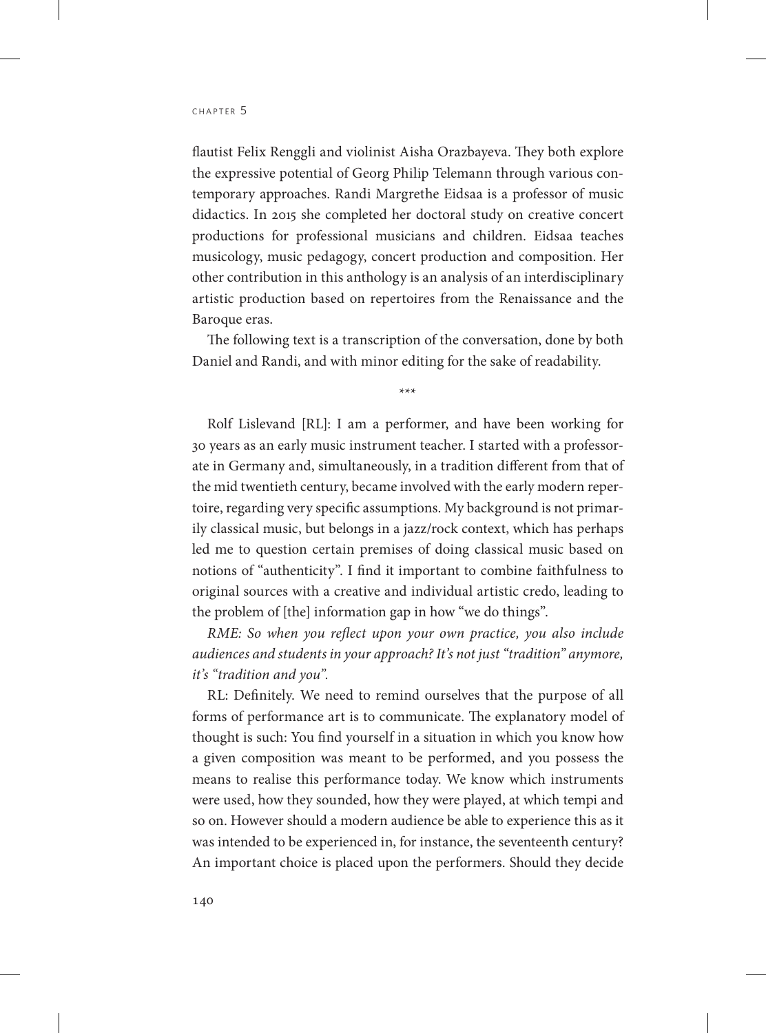flautist Felix Renggli and violinist Aisha Orazbayeva. They both explore the expressive potential of Georg Philip Telemann through various contemporary approaches. Randi Margrethe Eidsaa is a professor of music didactics. In 2015 she completed her doctoral study on creative concert productions for professional musicians and children. Eidsaa teaches musicology, music pedagogy, concert production and composition. Her other contribution in this anthology is an analysis of an interdisciplinary artistic production based on repertoires from the Renaissance and the Baroque eras.

The following text is a transcription of the conversation, done by both Daniel and Randi, and with minor editing for the sake of readability.

\*\*\*

Rolf Lislevand [RL]: I am a performer, and have been working for 30 years as an early music instrument teacher. I started with a professorate in Germany and, simultaneously, in a tradition different from that of the mid twentieth century, became involved with the early modern repertoire, regarding very specific assumptions. My background is not primarily classical music, but belongs in a jazz/rock context, which has perhaps led me to question certain premises of doing classical music based on notions of "authenticity". I find it important to combine faithfulness to original sources with a creative and individual artistic credo, leading to the problem of [the] information gap in how "we do things".

*RME: So when you reflect upon your own practice, you also include audiences and students in your approach? It's not just "tradition" anymore, it's "tradition and you".*

RL: Definitely. We need to remind ourselves that the purpose of all forms of performance art is to communicate. The explanatory model of thought is such: You find yourself in a situation in which you know how a given composition was meant to be performed, and you possess the means to realise this performance today. We know which instruments were used, how they sounded, how they were played, at which tempi and so on. However should a modern audience be able to experience this as it was intended to be experienced in, for instance, the seventeenth century? An important choice is placed upon the performers. Should they decide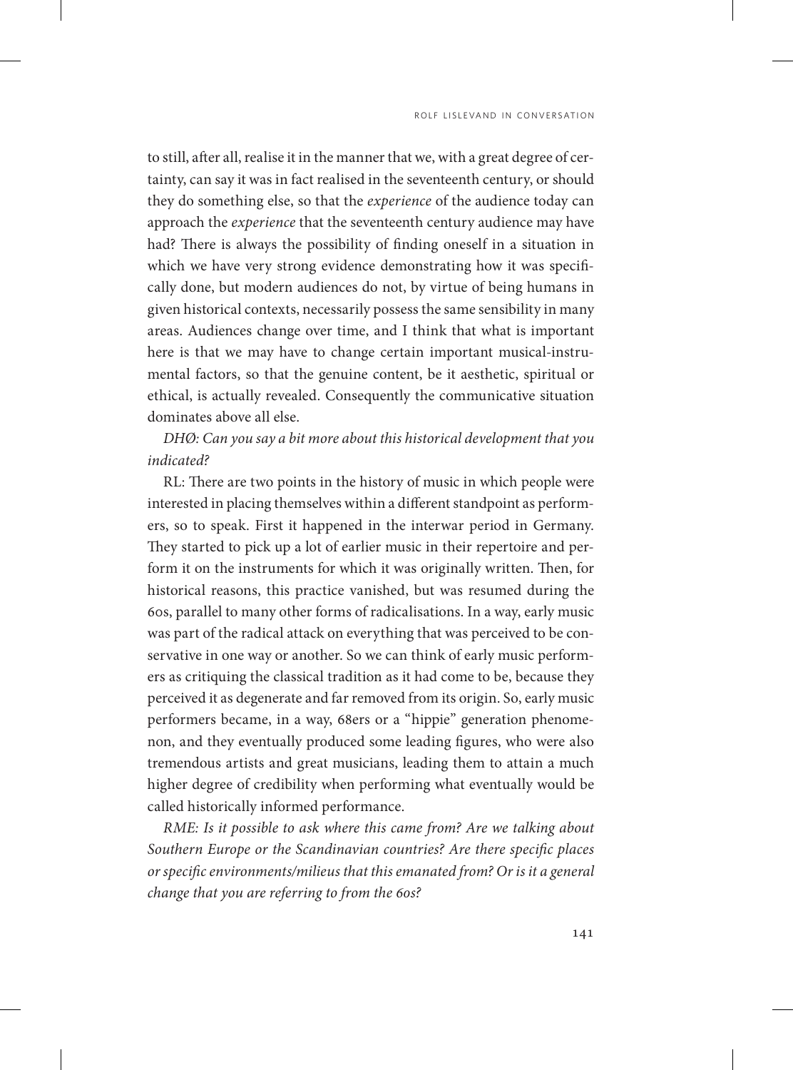to still, after all, realise it in the manner that we, with a great degree of certainty, can say it was in fact realised in the seventeenth century, or should they do something else, so that the *experience* of the audience today can approach the *experience* that the seventeenth century audience may have had? There is always the possibility of finding oneself in a situation in which we have very strong evidence demonstrating how it was specifically done, but modern audiences do not, by virtue of being humans in given historical contexts, necessarily possess the same sensibility in many areas. Audiences change over time, and I think that what is important here is that we may have to change certain important musical-instrumental factors, so that the genuine content, be it aesthetic, spiritual or ethical, is actually revealed. Consequently the communicative situation dominates above all else.

*DHØ: Can you say a bit more about this historical development that you indicated?*

RL: There are two points in the history of music in which people were interested in placing themselves within a different standpoint as performers, so to speak. First it happened in the interwar period in Germany. They started to pick up a lot of earlier music in their repertoire and perform it on the instruments for which it was originally written. Then, for historical reasons, this practice vanished, but was resumed during the 60s, parallel to many other forms of radicalisations. In a way, early music was part of the radical attack on everything that was perceived to be conservative in one way or another. So we can think of early music performers as critiquing the classical tradition as it had come to be, because they perceived it as degenerate and far removed from its origin. So, early music performers became, in a way, 68ers or a "hippie" generation phenomenon, and they eventually produced some leading figures, who were also tremendous artists and great musicians, leading them to attain a much higher degree of credibility when performing what eventually would be called historically informed performance.

*RME: Is it possible to ask where this came from? Are we talking about Southern Europe or the Scandinavian countries? Are there specific places or specific environments/milieus that this emanated from? Or is it a general change that you are referring to from the 60s?*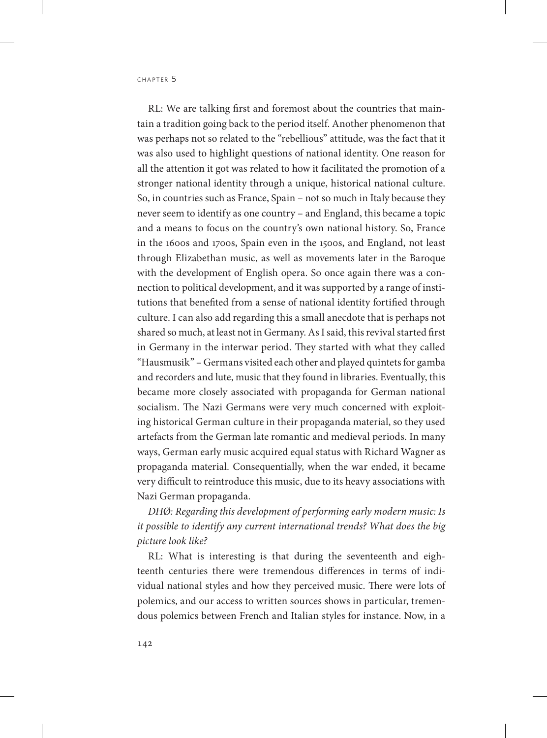RL: We are talking first and foremost about the countries that maintain a tradition going back to the period itself. Another phenomenon that was perhaps not so related to the "rebellious" attitude, was the fact that it was also used to highlight questions of national identity. One reason for all the attention it got was related to how it facilitated the promotion of a stronger national identity through a unique, historical national culture. So, in countries such as France, Spain – not so much in Italy because they never seem to identify as one country – and England, this became a topic and a means to focus on the country's own national history. So, France in the 1600s and 1700s, Spain even in the 1500s, and England, not least through Elizabethan music, as well as movements later in the Baroque with the development of English opera. So once again there was a connection to political development, and it was supported by a range of institutions that benefited from a sense of national identity fortified through culture. I can also add regarding this a small anecdote that is perhaps not shared so much, at least not in Germany. As I said, this revival started first in Germany in the interwar period. They started with what they called "Hausmusik" – Germans visited each other and played quintets for gamba and recorders and lute, music that they found in libraries. Eventually, this became more closely associated with propaganda for German national socialism. The Nazi Germans were very much concerned with exploiting historical German culture in their propaganda material, so they used artefacts from the German late romantic and medieval periods. In many ways, German early music acquired equal status with Richard Wagner as propaganda material. Consequentially, when the war ended, it became very difficult to reintroduce this music, due to its heavy associations with Nazi German propaganda.

*DHØ: Regarding this development of performing early modern music: Is it possible to identify any current international trends? What does the big picture look like?*

RL: What is interesting is that during the seventeenth and eighteenth centuries there were tremendous differences in terms of individual national styles and how they perceived music. There were lots of polemics, and our access to written sources shows in particular, tremendous polemics between French and Italian styles for instance. Now, in a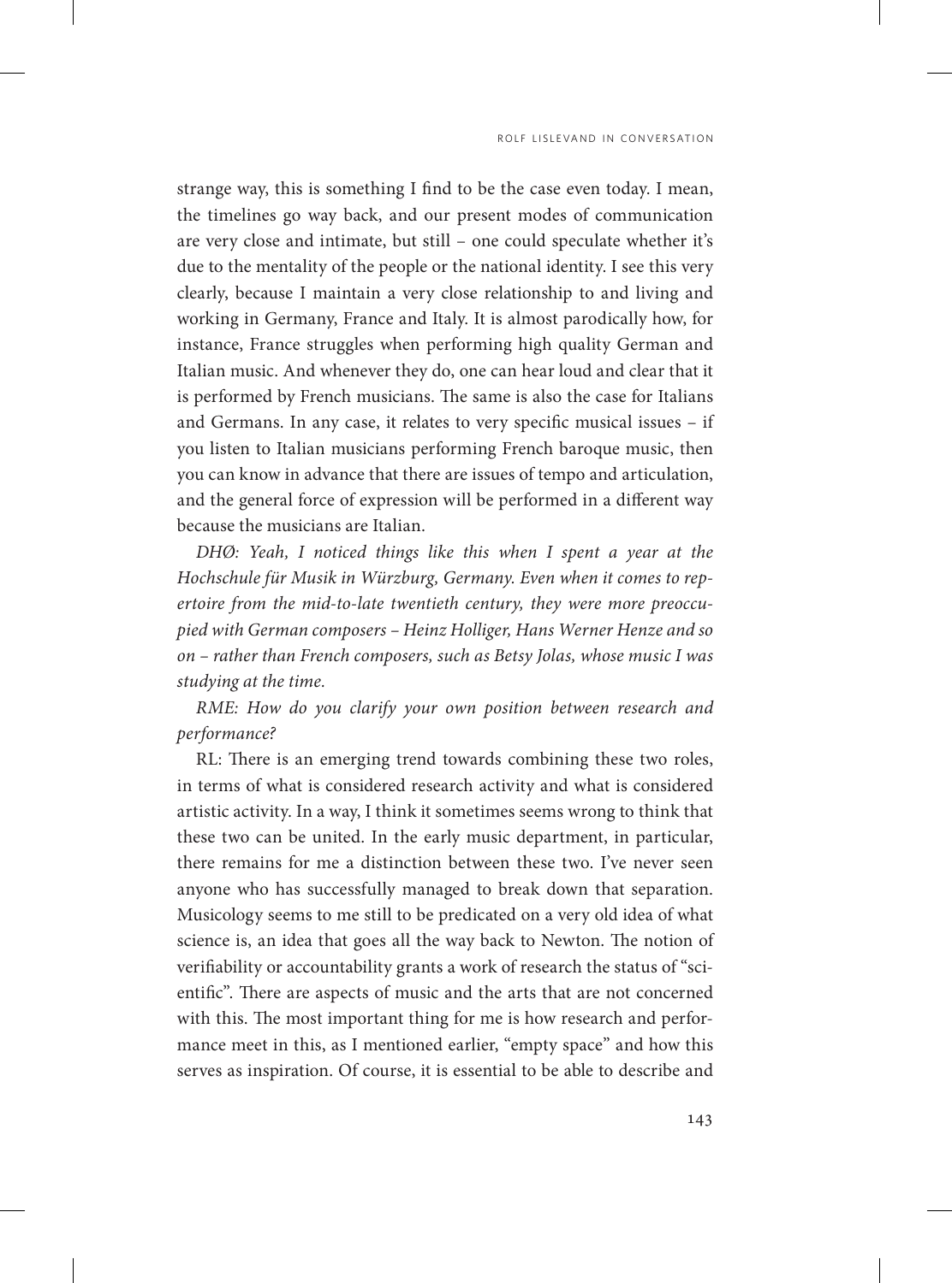strange way, this is something I find to be the case even today. I mean, the timelines go way back, and our present modes of communication are very close and intimate, but still – one could speculate whether it's due to the mentality of the people or the national identity. I see this very clearly, because I maintain a very close relationship to and living and working in Germany, France and Italy. It is almost parodically how, for instance, France struggles when performing high quality German and Italian music. And whenever they do, one can hear loud and clear that it is performed by French musicians. The same is also the case for Italians and Germans. In any case, it relates to very specific musical issues – if you listen to Italian musicians performing French baroque music, then you can know in advance that there are issues of tempo and articulation, and the general force of expression will be performed in a different way because the musicians are Italian.

*DHØ: Yeah, I noticed things like this when I spent a year at the Hochschule für Musik in Würzburg, Germany. Even when it comes to repertoire from the mid-to-late twentieth century, they were more preoccupied with German composers – Heinz Holliger, Hans Werner Henze and so on – rather than French composers, such as Betsy Jolas, whose music I was studying at the time.*

*RME: How do you clarify your own position between research and performance?*

RL: There is an emerging trend towards combining these two roles, in terms of what is considered research activity and what is considered artistic activity. In a way, I think it sometimes seems wrong to think that these two can be united. In the early music department, in particular, there remains for me a distinction between these two. I've never seen anyone who has successfully managed to break down that separation. Musicology seems to me still to be predicated on a very old idea of what science is, an idea that goes all the way back to Newton. The notion of verifiability or accountability grants a work of research the status of "scientific". There are aspects of music and the arts that are not concerned with this. The most important thing for me is how research and performance meet in this, as I mentioned earlier, "empty space" and how this serves as inspiration. Of course, it is essential to be able to describe and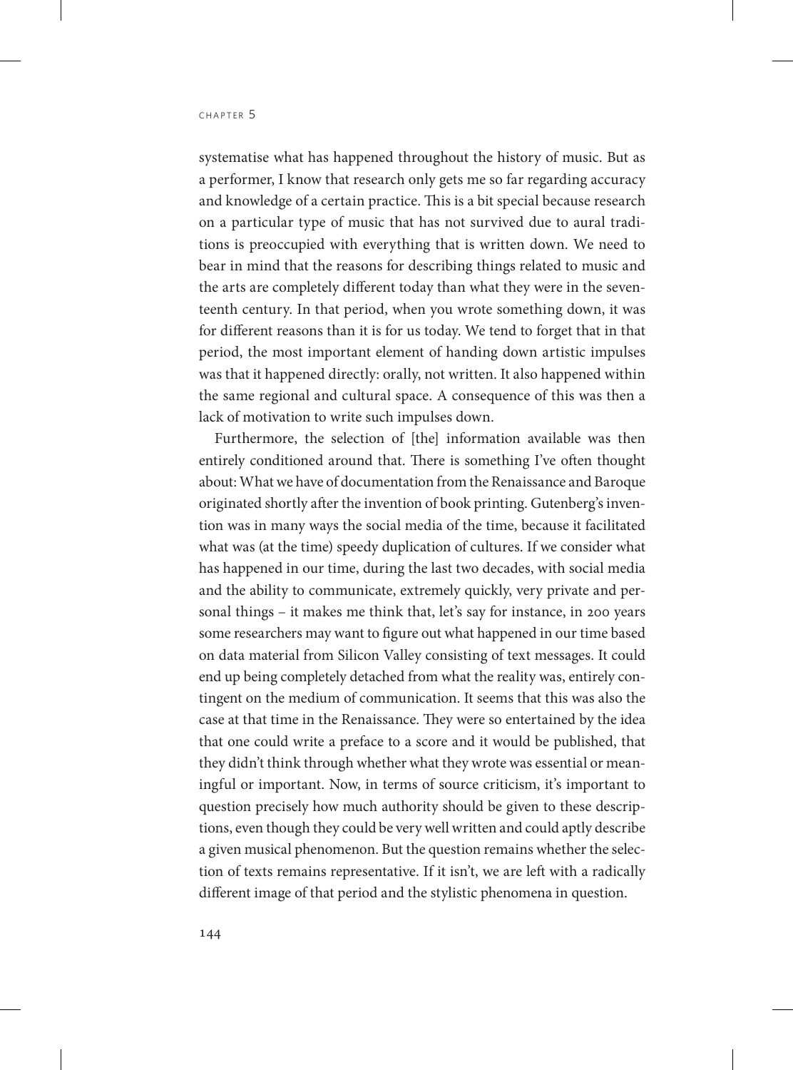systematise what has happened throughout the history of music. But as a performer, I know that research only gets me so far regarding accuracy and knowledge of a certain practice. This is a bit special because research on a particular type of music that has not survived due to aural traditions is preoccupied with everything that is written down. We need to bear in mind that the reasons for describing things related to music and the arts are completely different today than what they were in the seventeenth century. In that period, when you wrote something down, it was for different reasons than it is for us today. We tend to forget that in that period, the most important element of handing down artistic impulses was that it happened directly: orally, not written. It also happened within the same regional and cultural space. A consequence of this was then a lack of motivation to write such impulses down.

Furthermore, the selection of [the] information available was then entirely conditioned around that. There is something I've often thought about: What we have of documentation from the Renaissance and Baroque originated shortly after the invention of book printing. Gutenberg's invention was in many ways the social media of the time, because it facilitated what was (at the time) speedy duplication of cultures. If we consider what has happened in our time, during the last two decades, with social media and the ability to communicate, extremely quickly, very private and personal things – it makes me think that, let's say for instance, in 200 years some researchers may want to figure out what happened in our time based on data material from Silicon Valley consisting of text messages. It could end up being completely detached from what the reality was, entirely contingent on the medium of communication. It seems that this was also the case at that time in the Renaissance. They were so entertained by the idea that one could write a preface to a score and it would be published, that they didn't think through whether what they wrote was essential or meaningful or important. Now, in terms of source criticism, it's important to question precisely how much authority should be given to these descriptions, even though they could be very well written and could aptly describe a given musical phenomenon. But the question remains whether the selection of texts remains representative. If it isn't, we are left with a radically different image of that period and the stylistic phenomena in question.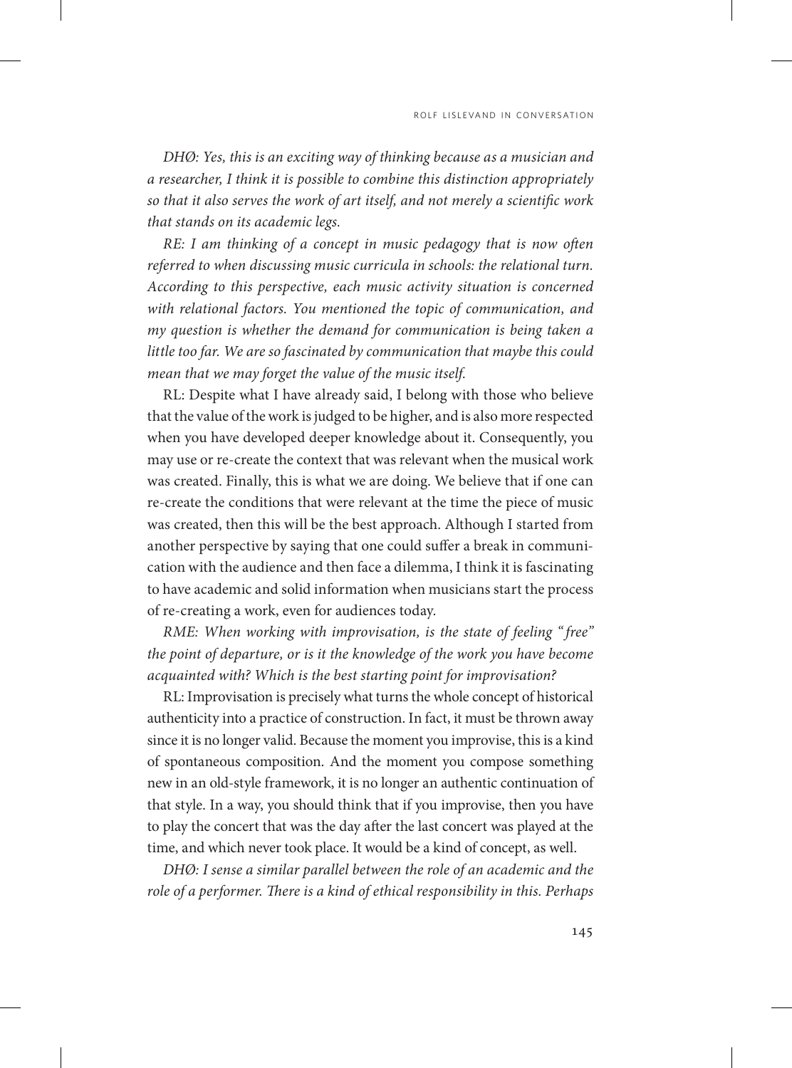*DHØ: Yes, this is an exciting way of thinking because as a musician and a researcher, I think it is possible to combine this distinction appropriately so that it also serves the work of art itself, and not merely a scientific work that stands on its academic legs.*

*RE: I am thinking of a concept in music pedagogy that is now often referred to when discussing music curricula in schools: the relational turn. According to this perspective, each music activity situation is concerned with relational factors. You mentioned the topic of communication, and my question is whether the demand for communication is being taken a little too far. We are so fascinated by communication that maybe this could mean that we may forget the value of the music itself.*

RL: Despite what I have already said, I belong with those who believe that the value of the work is judged to be higher, and is also more respected when you have developed deeper knowledge about it. Consequently, you may use or re-create the context that was relevant when the musical work was created. Finally, this is what we are doing. We believe that if one can re-create the conditions that were relevant at the time the piece of music was created, then this will be the best approach. Although I started from another perspective by saying that one could suffer a break in communication with the audience and then face a dilemma, I think it is fascinating to have academic and solid information when musicians start the process of re-creating a work, even for audiences today.

*RME: When working with improvisation, is the state of feeling "free" the point of departure, or is it the knowledge of the work you have become acquainted with? Which is the best starting point for improvisation?*

RL: Improvisation is precisely what turns the whole concept of historical authenticity into a practice of construction. In fact, it must be thrown away since it is no longer valid. Because the moment you improvise, this is a kind of spontaneous composition. And the moment you compose something new in an old-style framework, it is no longer an authentic continuation of that style. In a way, you should think that if you improvise, then you have to play the concert that was the day after the last concert was played at the time, and which never took place. It would be a kind of concept, as well.

*DHØ: I sense a similar parallel between the role of an academic and the role of a performer. There is a kind of ethical responsibility in this. Perhaps*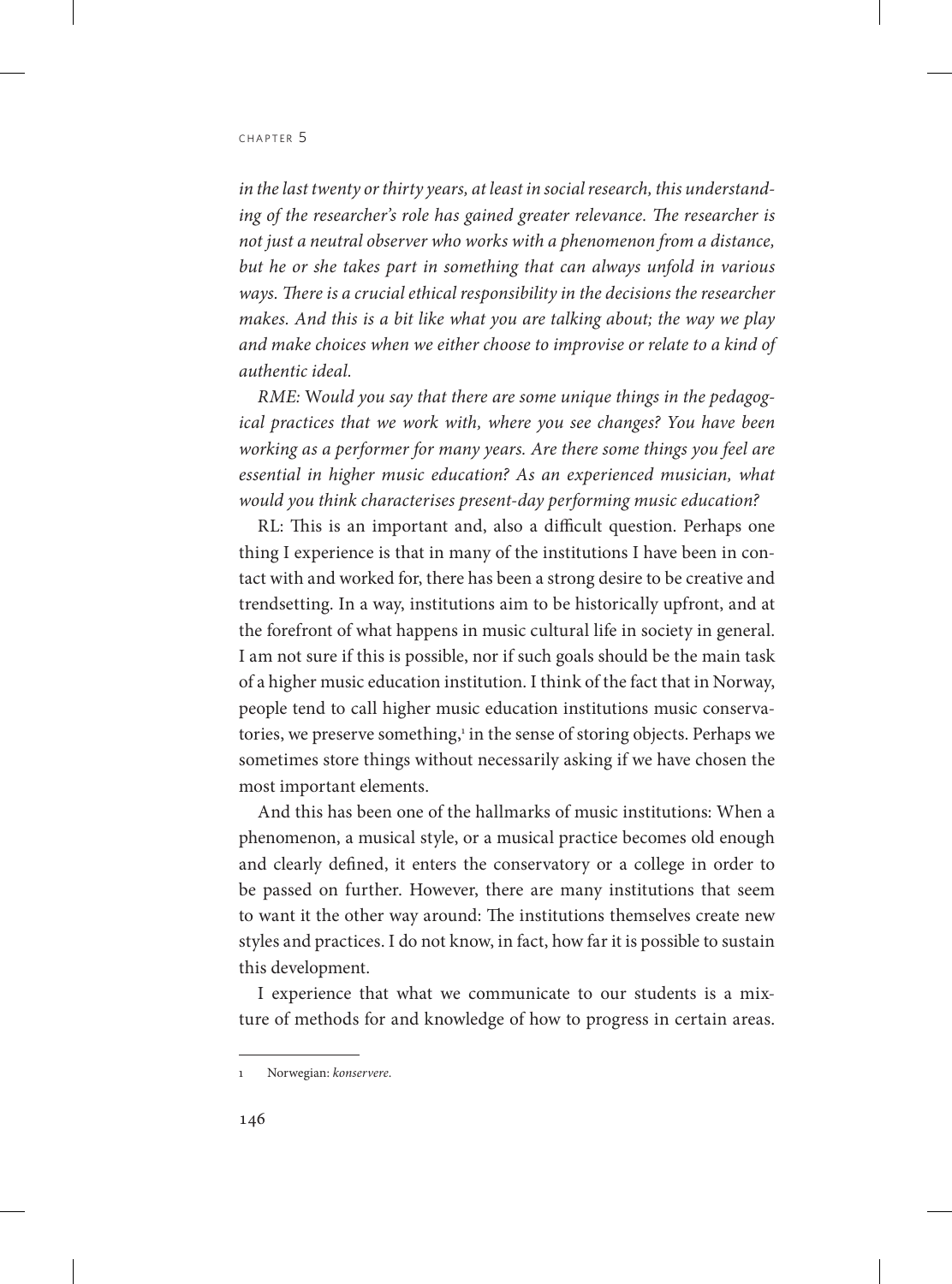*in the last twenty or thirty years, at least in social research, this understanding of the researcher's role has gained greater relevance. The researcher is not just a neutral observer who works with a phenomenon from a distance, but he or she takes part in something that can always unfold in various ways. There is a crucial ethical responsibility in the decisions the researcher makes. And this is a bit like what you are talking about; the way we play and make choices when we either choose to improvise or relate to a kind of authentic ideal.*

*RME: Would you say that there are some unique things in the pedagogical practices that we work with, where you see changes? You have been working as a performer for many years. Are there some things you feel are essential in higher music education? As an experienced musician, what would you think characterises present-day performing music education?*

RL: This is an important and, also a difficult question. Perhaps one thing I experience is that in many of the institutions I have been in contact with and worked for, there has been a strong desire to be creative and trendsetting. In a way, institutions aim to be historically upfront, and at the forefront of what happens in music cultural life in society in general. I am not sure if this is possible, nor if such goals should be the main task of a higher music education institution. I think of the fact that in Norway, people tend to call higher music education institutions music conservatories, we preserve something,[1] in the sense of storing objects. Perhaps we sometimes store things without necessarily asking if we have chosen the most important elements.

And this has been one of the hallmarks of music institutions: When a phenomenon, a musical style, or a musical practice becomes old enough and clearly defined, it enters the conservatory or a college in order to be passed on further. However, there are many institutions that seem to want it the other way around: The institutions themselves create new styles and practices. I do not know, in fact, how far it is possible to sustain this development.

I experience that what we communicate to our students is a mixture of methods for and knowledge of how to progress in certain areas.

---

1 Norwegian: *konservere.*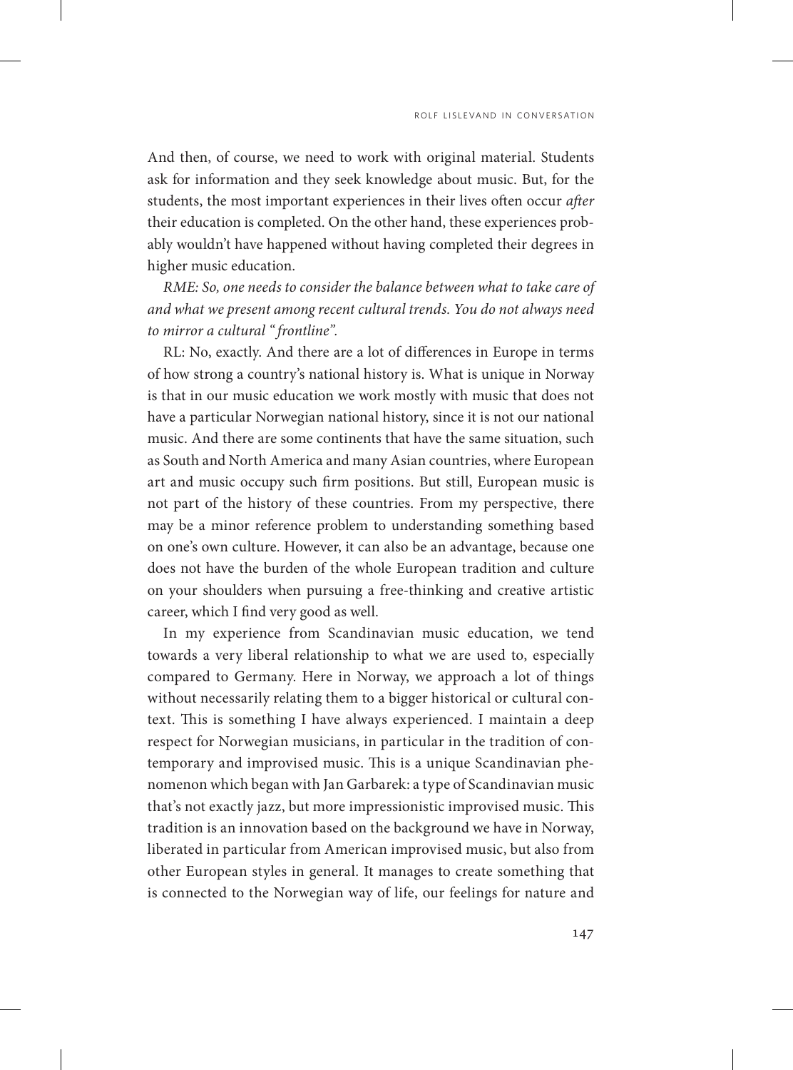And then, of course, we need to work with original material. Students ask for information and they seek knowledge about music. But, for the students, the most important experiences in their lives often occur *after* their education is completed. On the other hand, these experiences probably wouldn't have happened without having completed their degrees in higher music education.

*RME: So, one needs to consider the balance between what to take care of and what we present among recent cultural trends. You do not always need to mirror a cultural "frontline".*

RL: No, exactly. And there are a lot of differences in Europe in terms of how strong a country's national history is. What is unique in Norway is that in our music education we work mostly with music that does not have a particular Norwegian national history, since it is not our national music. And there are some continents that have the same situation, such as South and North America and many Asian countries, where European art and music occupy such firm positions. But still, European music is not part of the history of these countries. From my perspective, there may be a minor reference problem to understanding something based on one's own culture. However, it can also be an advantage, because one does not have the burden of the whole European tradition and culture on your shoulders when pursuing a free-thinking and creative artistic career, which I find very good as well.

In my experience from Scandinavian music education, we tend towards a very liberal relationship to what we are used to, especially compared to Germany. Here in Norway, we approach a lot of things without necessarily relating them to a bigger historical or cultural context. This is something I have always experienced. I maintain a deep respect for Norwegian musicians, in particular in the tradition of contemporary and improvised music. This is a unique Scandinavian phenomenon which began with Jan Garbarek: a type of Scandinavian music that's not exactly jazz, but more impressionistic improvised music. This tradition is an innovation based on the background we have in Norway, liberated in particular from American improvised music, but also from other European styles in general. It manages to create something that is connected to the Norwegian way of life, our feelings for nature and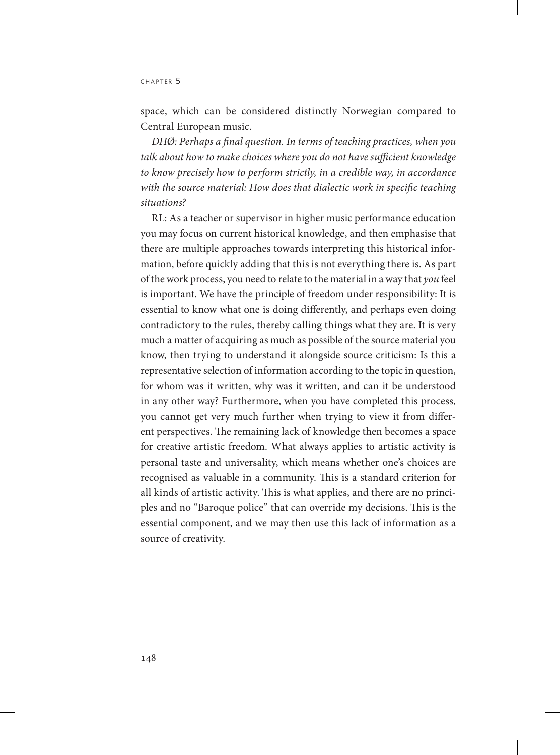space, which can be considered distinctly Norwegian compared to Central European music.

*DHØ: Perhaps a final question. In terms of teaching practices, when you talk about how to make choices where you do not have sufficient knowledge to know precisely how to perform strictly, in a credible way, in accordance with the source material: How does that dialectic work in specific teaching situations?*

RL: As a teacher or supervisor in higher music performance education you may focus on current historical knowledge, and then emphasise that there are multiple approaches towards interpreting this historical information, before quickly adding that this is not everything there is. As part of the work process, you need to relate to the material in a way that *you* feel is important. We have the principle of freedom under responsibility: It is essential to know what one is doing differently, and perhaps even doing contradictory to the rules, thereby calling things what they are. It is very much a matter of acquiring as much as possible of the source material you know, then trying to understand it alongside source criticism: Is this a representative selection of information according to the topic in question, for whom was it written, why was it written, and can it be understood in any other way? Furthermore, when you have completed this process, you cannot get very much further when trying to view it from different perspectives. The remaining lack of knowledge then becomes a space for creative artistic freedom. What always applies to artistic activity is personal taste and universality, which means whether one's choices are recognised as valuable in a community. This is a standard criterion for all kinds of artistic activity. This is what applies, and there are no principles and no "Baroque police" that can override my decisions. This is the essential component, and we may then use this lack of information as a source of creativity.